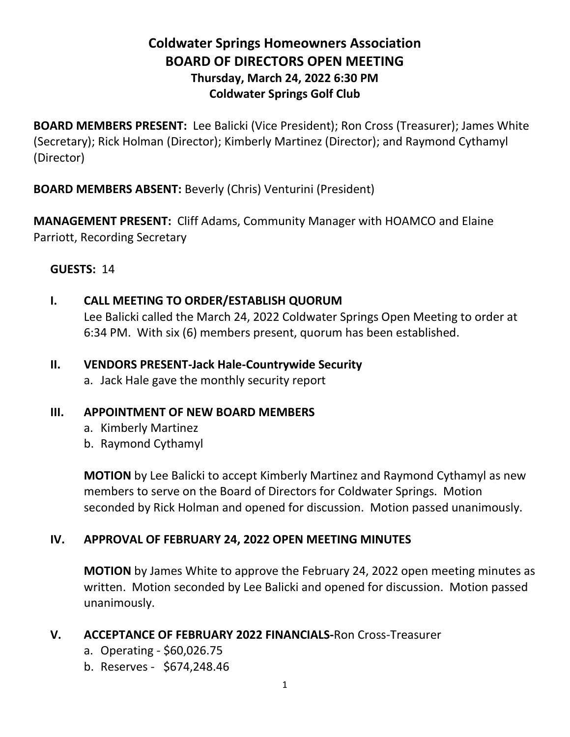# Coldwater Springs Homeowners Association
## BOARD OF DIRECTORS OPEN MEETING
### Thursday, March 24, 2022 6:30 PM
### Coldwater Springs Golf Club

**BOARD MEMBERS PRESENT:** Lee Balicki (Vice President); Ron Cross (Treasurer); James White (Secretary); Rick Holman (Director); Kimberly Martinez (Director); and Raymond Cythamyl (Director)

**BOARD MEMBERS ABSENT:** Beverly (Chris) Venturini (President)

**MANAGEMENT PRESENT:** Cliff Adams, Community Manager with HOAMCO and Elaine Parriott, Recording Secretary

**GUESTS:** 14

**I. CALL MEETING TO ORDER/ESTABLISH QUORUM**

Lee Balicki called the March 24, 2022 Coldwater Springs Open Meeting to order at 6:34 PM. With six (6) members present, quorum has been established.

**II. VENDORS PRESENT-Jack Hale-Countrywide Security**

a. Jack Hale gave the monthly security report

**III. APPOINTMENT OF NEW BOARD MEMBERS**

a. Kimberly Martinez
b. Raymond Cythamyl

**MOTION** by Lee Balicki to accept Kimberly Martinez and Raymond Cythamyl as new members to serve on the Board of Directors for Coldwater Springs. Motion seconded by Rick Holman and opened for discussion. Motion passed unanimously.

**IV. APPROVAL OF FEBRUARY 24, 2022 OPEN MEETING MINUTES**

**MOTION** by James White to approve the February 24, 2022 open meeting minutes as written. Motion seconded by Lee Balicki and opened for discussion. Motion passed unanimously.

**V. ACCEPTANCE OF FEBRUARY 2022 FINANCIALS-**Ron Cross-Treasurer

a. Operating - $60,026.75
b. Reserves - $674,248.46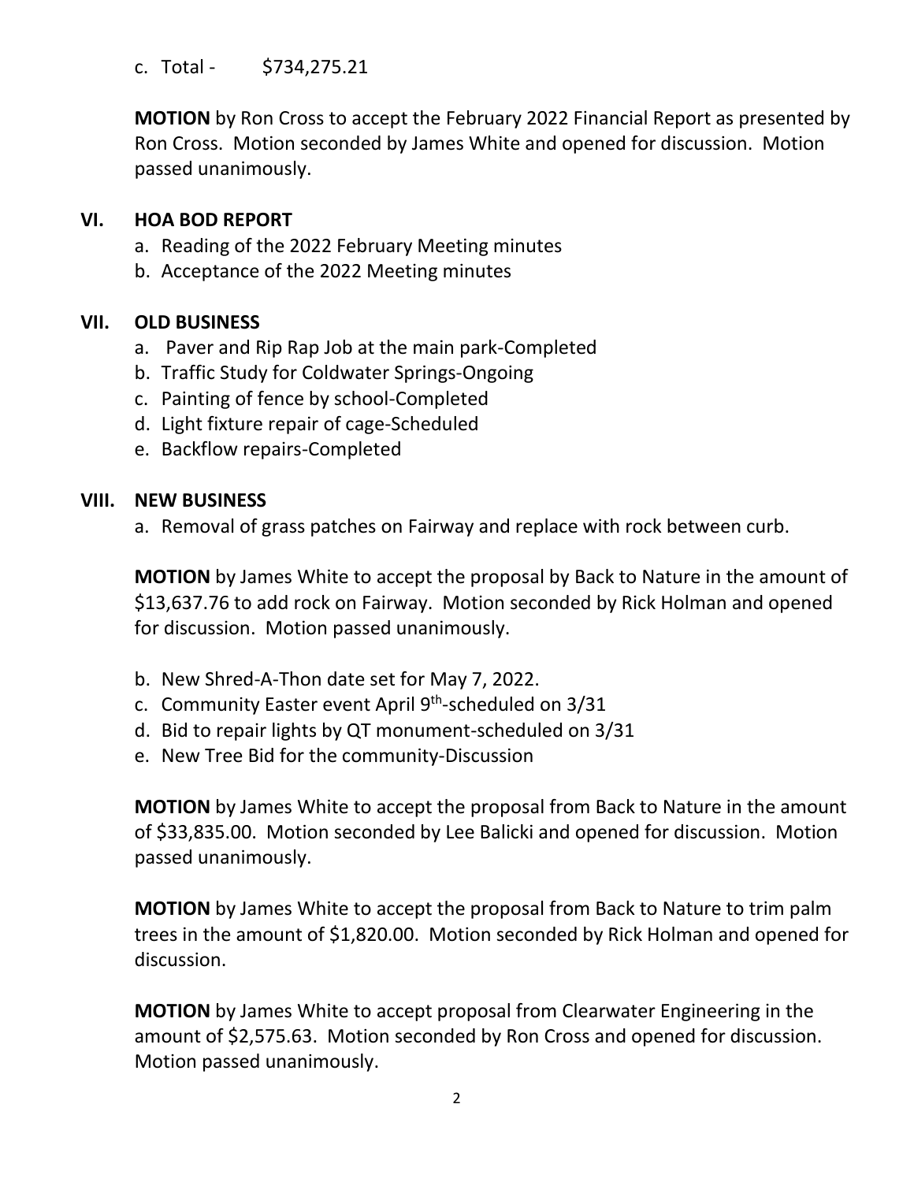c. Total - $734,275.21

**MOTION** by Ron Cross to accept the February 2022 Financial Report as presented by Ron Cross. Motion seconded by James White and opened for discussion. Motion passed unanimously.

## VI. HOA BOD REPORT

a. Reading of the 2022 February Meeting minutes
b. Acceptance of the 2022 Meeting minutes

## VII. OLD BUSINESS

a. Paver and Rip Rap Job at the main park-Completed
b. Traffic Study for Coldwater Springs-Ongoing
c. Painting of fence by school-Completed
d. Light fixture repair of cage-Scheduled
e. Backflow repairs-Completed

## VIII. NEW BUSINESS

a. Removal of grass patches on Fairway and replace with rock between curb.

**MOTION** by James White to accept the proposal by Back to Nature in the amount of $13,637.76 to add rock on Fairway. Motion seconded by Rick Holman and opened for discussion. Motion passed unanimously.

b. New Shred-A-Thon date set for May 7, 2022.
c. Community Easter event April 9th-scheduled on 3/31
d. Bid to repair lights by QT monument-scheduled on 3/31
e. New Tree Bid for the community-Discussion

**MOTION** by James White to accept the proposal from Back to Nature in the amount of $33,835.00. Motion seconded by Lee Balicki and opened for discussion. Motion passed unanimously.

**MOTION** by James White to accept the proposal from Back to Nature to trim palm trees in the amount of $1,820.00. Motion seconded by Rick Holman and opened for discussion.

**MOTION** by James White to accept proposal from Clearwater Engineering in the amount of $2,575.63. Motion seconded by Ron Cross and opened for discussion. Motion passed unanimously.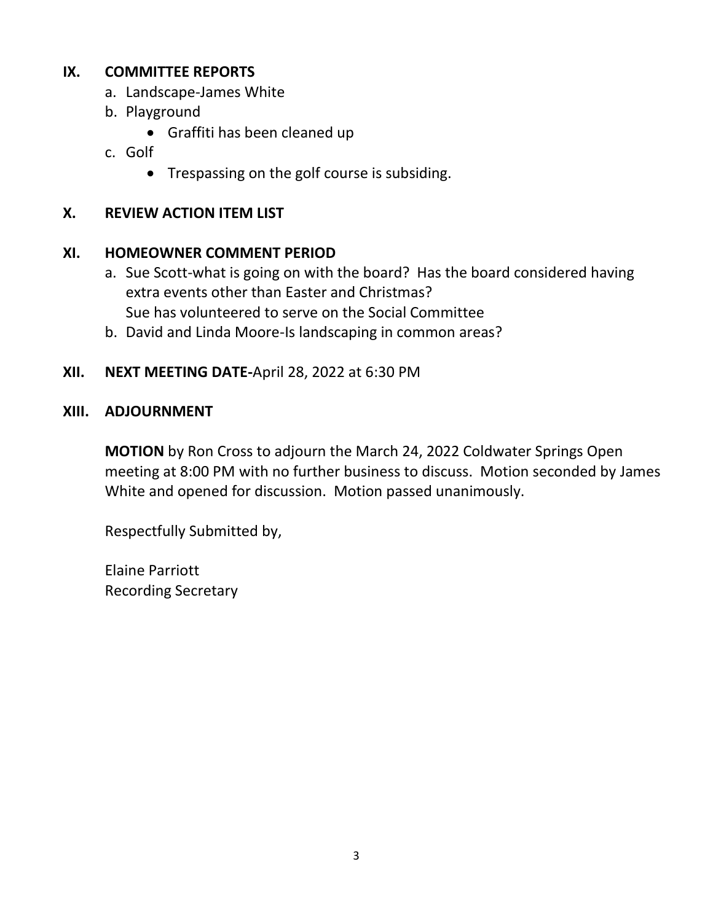## IX. COMMITTEE REPORTS

a. Landscape-James White
b. Playground
   - Graffiti has been cleaned up
c. Golf
   - Trespassing on the golf course is subsiding.

## X. REVIEW ACTION ITEM LIST

## XI. HOMEOWNER COMMENT PERIOD

a. Sue Scott-what is going on with the board? Has the board considered having extra events other than Easter and Christmas?
   Sue has volunteered to serve on the Social Committee
b. David and Linda Moore-Is landscaping in common areas?

## XII. NEXT MEETING DATE-April 28, 2022 at 6:30 PM

## XIII. ADJOURNMENT

**MOTION** by Ron Cross to adjourn the March 24, 2022 Coldwater Springs Open meeting at 8:00 PM with no further business to discuss. Motion seconded by James White and opened for discussion. Motion passed unanimously.

Respectfully Submitted by,

Elaine Parriott
Recording Secretary